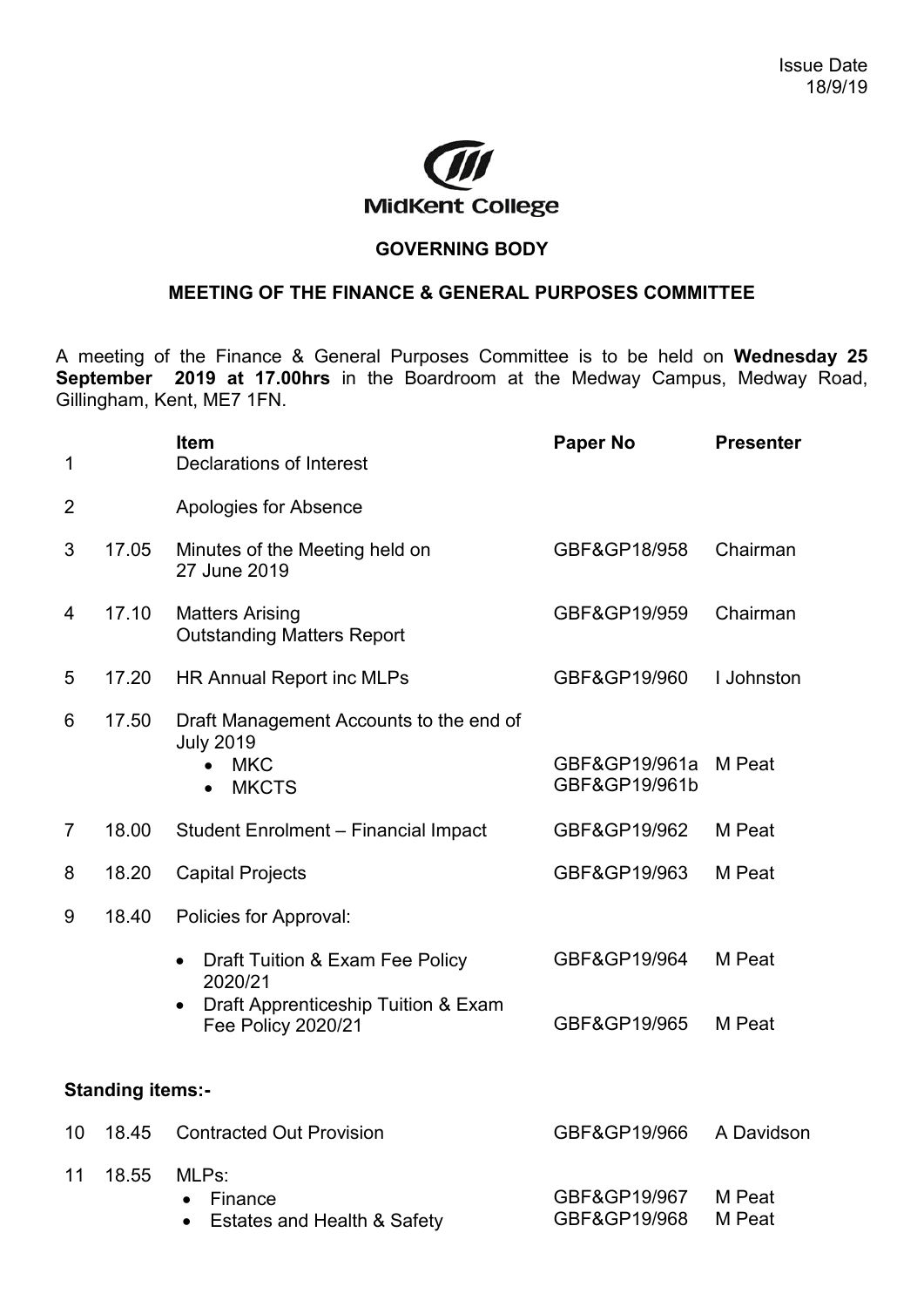Issue Date
18/9/19

MidKent College

## GOVERNING BODY

### MEETING OF THE FINANCE & GENERAL PURPOSES COMMITTEE

A meeting of the Finance & General Purposes Committee is to be held on **Wednesday 25 September 2019 at 17.00hrs** in the Boardroom at the Medway Campus, Medway Road, Gillingham, Kent, ME7 1FN.

| | | **Item** | **Paper No** | **Presenter** |
|---|---|---|---|---|
| 1 | | Declarations of Interest | | |
| 2 | | Apologies for Absence | | |
| 3 | 17.05 | Minutes of the Meeting held on 27 June 2019 | GBF&GP18/958 | Chairman |
| 4 | 17.10 | Matters Arising<br>Outstanding Matters Report | GBF&GP19/959 | Chairman |
| 5 | 17.20 | HR Annual Report inc MLPs | GBF&GP19/960 | I Johnston |
| 6 | 17.50 | Draft Management Accounts to the end of July 2019<br>• MKC<br>• MKCTS | GBF&GP19/961a<br>GBF&GP19/961b | M Peat |
| 7 | 18.00 | Student Enrolment – Financial Impact | GBF&GP19/962 | M Peat |
| 8 | 18.20 | Capital Projects | GBF&GP19/963 | M Peat |
| 9 | 18.40 | Policies for Approval:<br>• Draft Tuition & Exam Fee Policy 2020/21<br>• Draft Apprenticeship Tuition & Exam Fee Policy 2020/21 | GBF&GP19/964<br>GBF&GP19/965 | M Peat<br>M Peat |
| **Standing items:-** | | | | |
| 10 | 18.45 | Contracted Out Provision | GBF&GP19/966 | A Davidson |
| 11 | 18.55 | MLPs:<br>• Finance<br>• Estates and Health & Safety | GBF&GP19/967<br>GBF&GP19/968 | M Peat<br>M Peat |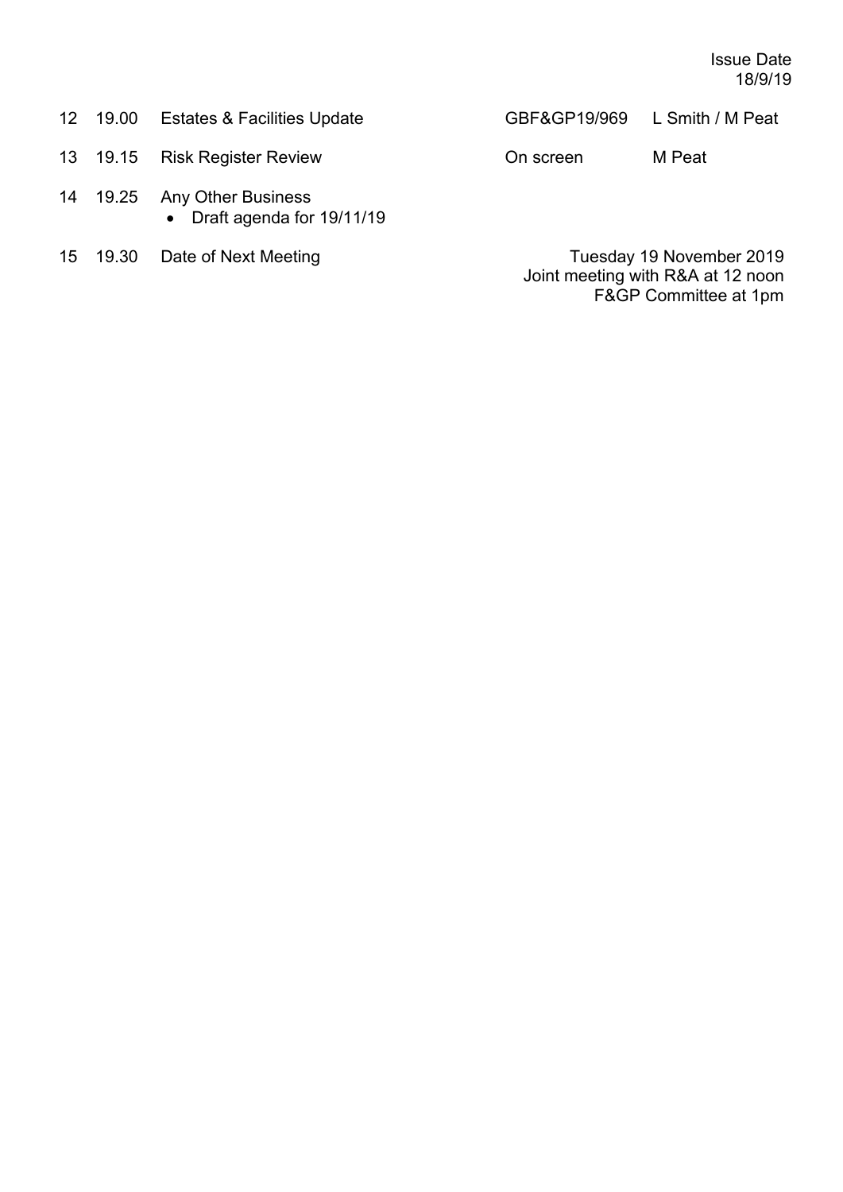Issue Date
18/9/19

| | | | | |
|---|---|---|---|---|
| 12 | 19.00 | Estates & Facilities Update | GBF&GP19/969 | L Smith / M Peat |
| 13 | 19.15 | Risk Register Review | On screen | M Peat |
| 14 | 19.25 | Any Other Business<br>• Draft agenda for 19/11/19 | | |
| 15 | 19.30 | Date of Next Meeting | Tuesday 19 November 2019<br>Joint meeting with R&A at 12 noon<br>F&GP Committee at 1pm | |